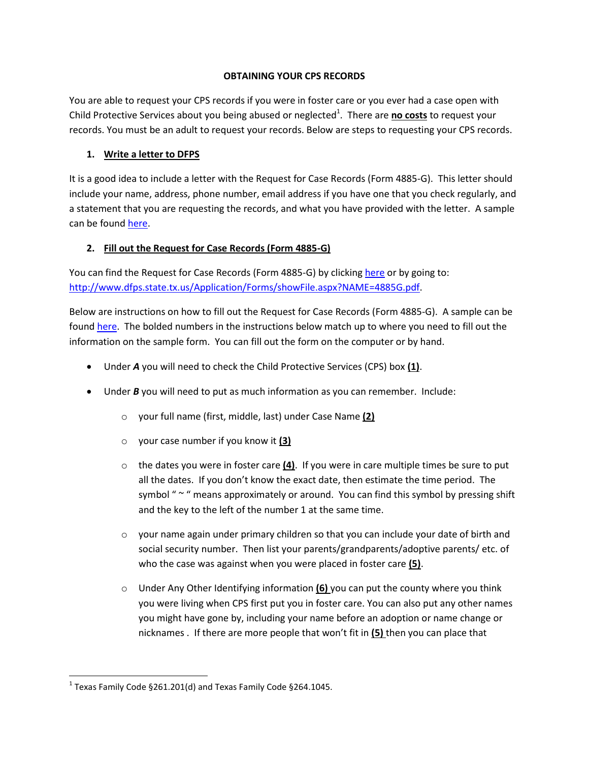# OBTAINING YOUR CPS RECORDS

You are able to request your CPS records if you were in foster care or you ever had a case open with Child Protective Services about you being abused or neglected[1]. There are **no costs** to request your records. You must be an adult to request your records. Below are steps to requesting your CPS records.

## 1. Write a letter to DFPS

It is a good idea to include a letter with the Request for Case Records (Form 4885-G). This letter should include your name, address, phone number, email address if you have one that you check regularly, and a statement that you are requesting the records, and what you have provided with the letter. A sample can be found here.

## 2. Fill out the Request for Case Records (Form 4885-G)

You can find the Request for Case Records (Form 4885-G) by clicking here or by going to: http://www.dfps.state.tx.us/Application/Forms/showFile.aspx?NAME=4885G.pdf.

Below are instructions on how to fill out the Request for Case Records (Form 4885-G). A sample can be found here. The bolded numbers in the instructions below match up to where you need to fill out the information on the sample form. You can fill out the form on the computer or by hand.

- Under ***A*** you will need to check the Child Protective Services (CPS) box **(1)**.
- Under ***B*** you will need to put as much information as you can remember. Include:
  - your full name (first, middle, last) under Case Name **(2)**
  - your case number if you know it **(3)**
  - the dates you were in foster care **(4)**. If you were in care multiple times be sure to put all the dates. If you don't know the exact date, then estimate the time period. The symbol " ~ " means approximately or around. You can find this symbol by pressing shift and the key to the left of the number 1 at the same time.
  - your name again under primary children so that you can include your date of birth and social security number. Then list your parents/grandparents/adoptive parents/ etc. of who the case was against when you were placed in foster care **(5)**.
  - Under Any Other Identifying information **(6)** you can put the county where you think you were living when CPS first put you in foster care. You can also put any other names you might have gone by, including your name before an adoption or name change or nicknames . If there are more people that won't fit in **(5)** then you can place that

[1] Texas Family Code §261.201(d) and Texas Family Code §264.1045.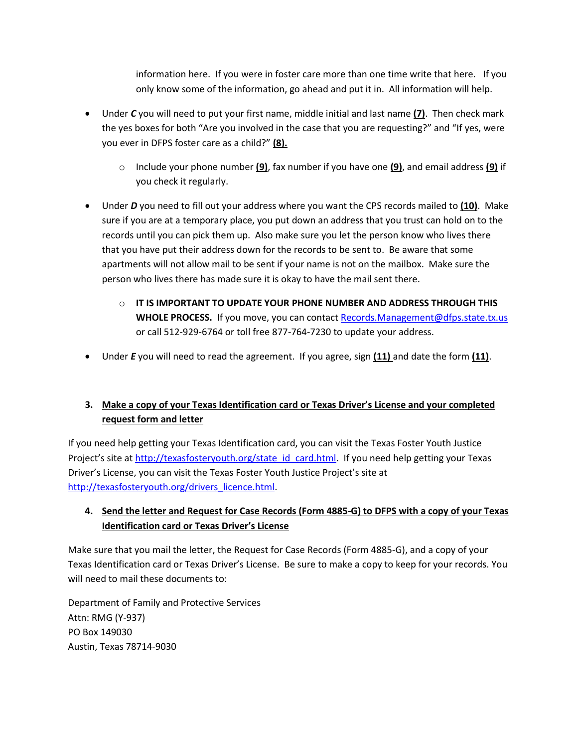information here. If you were in foster care more than one time write that here. If you only know some of the information, go ahead and put it in. All information will help.

- Under ***C*** you will need to put your first name, middle initial and last name **(7)**. Then check mark the yes boxes for both "Are you involved in the case that you are requesting?" and "If yes, were you ever in DFPS foster care as a child?" **(8).**
    - Include your phone number **(9)**, fax number if you have one **(9)**, and email address **(9)** if you check it regularly.
- Under ***D*** you need to fill out your address where you want the CPS records mailed to **(10)**. Make sure if you are at a temporary place, you put down an address that you trust can hold on to the records until you can pick them up. Also make sure you let the person know who lives there that you have put their address down for the records to be sent to. Be aware that some apartments will not allow mail to be sent if your name is not on the mailbox. Make sure the person who lives there has made sure it is okay to have the mail sent there.
    - **IT IS IMPORTANT TO UPDATE YOUR PHONE NUMBER AND ADDRESS THROUGH THIS WHOLE PROCESS.** If you move, you can contact [Records.Management@dfps.state.tx.us](mailto:Records.Management@dfps.state.tx.us) or call 512-929-6764 or toll free 877-764-7230 to update your address.
- Under ***E*** you will need to read the agreement. If you agree, sign **(11)** and date the form **(11)**.

### 3. Make a copy of your Texas Identification card or Texas Driver's License and your completed request form and letter

If you need help getting your Texas Identification card, you can visit the Texas Foster Youth Justice Project's site at [http://texasfosteryouth.org/state_id_card.html](http://texasfosteryouth.org/state_id_card.html). If you need help getting your Texas Driver's License, you can visit the Texas Foster Youth Justice Project's site at [http://texasfosteryouth.org/drivers_licence.html](http://texasfosteryouth.org/drivers_licence.html).

### 4. Send the letter and Request for Case Records (Form 4885-G) to DFPS with a copy of your Texas Identification card or Texas Driver's License

Make sure that you mail the letter, the Request for Case Records (Form 4885-G), and a copy of your Texas Identification card or Texas Driver's License. Be sure to make a copy to keep for your records. You will need to mail these documents to:

Department of Family and Protective Services
Attn: RMG (Y-937)
PO Box 149030
Austin, Texas 78714-9030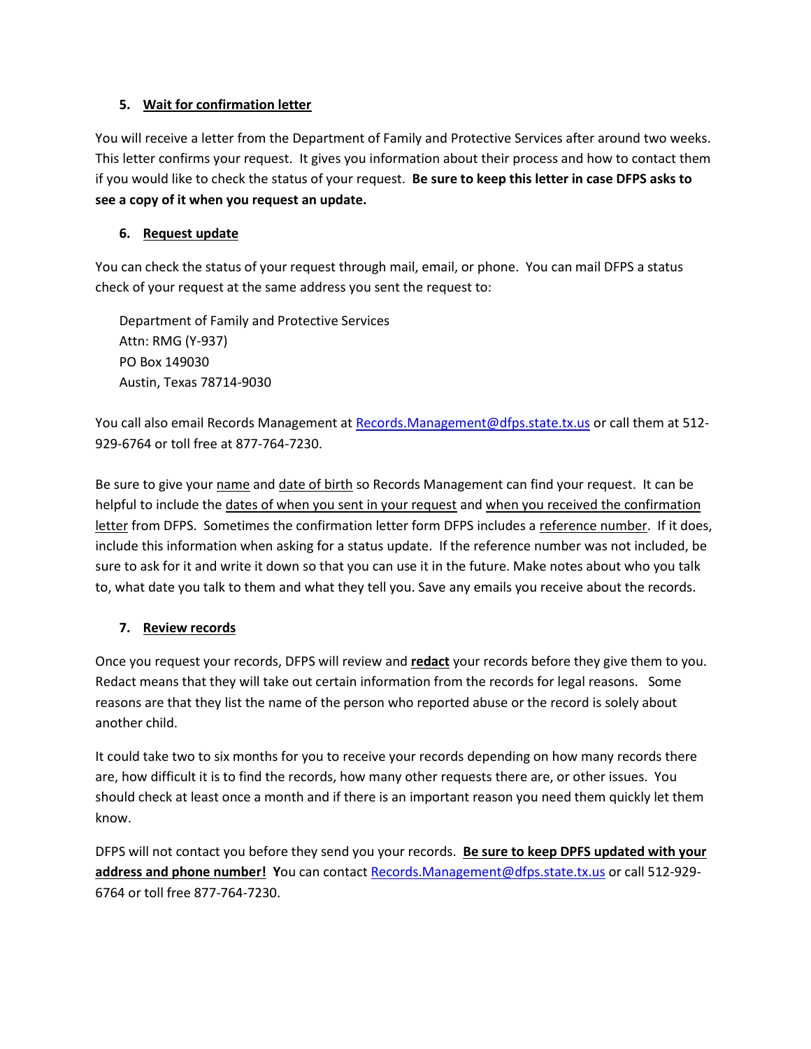5. **Wait for confirmation letter**

You will receive a letter from the Department of Family and Protective Services after around two weeks. This letter confirms your request. It gives you information about their process and how to contact them if you would like to check the status of your request. **Be sure to keep this letter in case DFPS asks to see a copy of it when you request an update.**

6. **Request update**

You can check the status of your request through mail, email, or phone. You can mail DFPS a status check of your request at the same address you sent the request to:

Department of Family and Protective Services
Attn: RMG (Y-937)
PO Box 149030
Austin, Texas 78714-9030

You call also email Records Management at Records.Management@dfps.state.tx.us or call them at 512-929-6764 or toll free at 877-764-7230.

Be sure to give your name and date of birth so Records Management can find your request. It can be helpful to include the dates of when you sent in your request and when you received the confirmation letter from DFPS. Sometimes the confirmation letter form DFPS includes a reference number. If it does, include this information when asking for a status update. If the reference number was not included, be sure to ask for it and write it down so that you can use it in the future. Make notes about who you talk to, what date you talk to them and what they tell you. Save any emails you receive about the records.

7. **Review records**

Once you request your records, DFPS will review and **redact** your records before they give them to you. Redact means that they will take out certain information from the records for legal reasons. Some reasons are that they list the name of the person who reported abuse or the record is solely about another child.

It could take two to six months for you to receive your records depending on how many records there are, how difficult it is to find the records, how many other requests there are, or other issues. You should check at least once a month and if there is an important reason you need them quickly let them know.

DFPS will not contact you before they send you your records. **Be sure to keep DPFS updated with your address and phone number! Y**ou can contact Records.Management@dfps.state.tx.us or call 512-929-6764 or toll free 877-764-7230.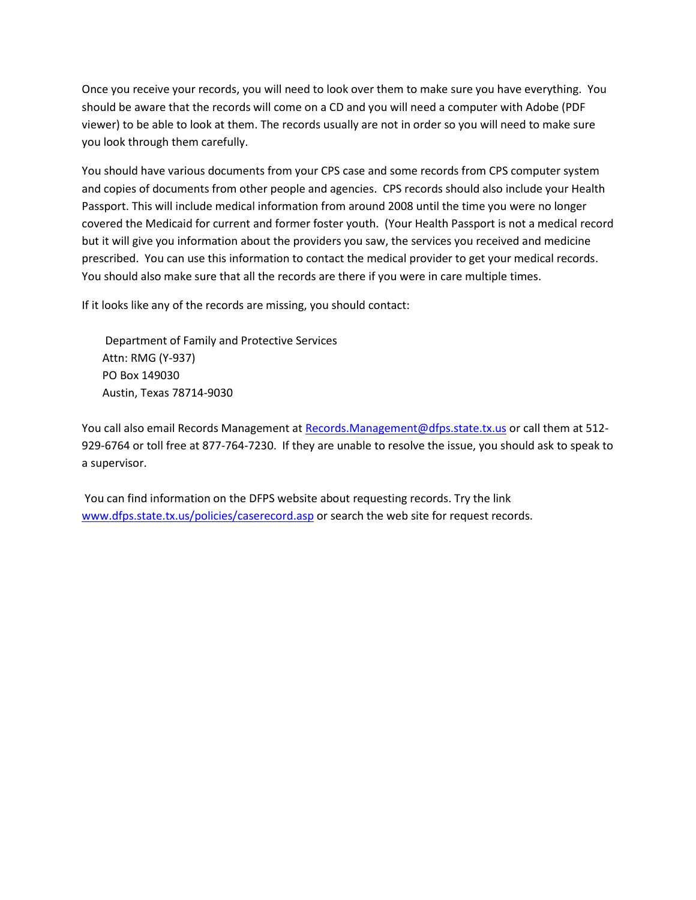Once you receive your records, you will need to look over them to make sure you have everything. You should be aware that the records will come on a CD and you will need a computer with Adobe (PDF viewer) to be able to look at them. The records usually are not in order so you will need to make sure you look through them carefully.

You should have various documents from your CPS case and some records from CPS computer system and copies of documents from other people and agencies. CPS records should also include your Health Passport. This will include medical information from around 2008 until the time you were no longer covered the Medicaid for current and former foster youth. (Your Health Passport is not a medical record but it will give you information about the providers you saw, the services you received and medicine prescribed. You can use this information to contact the medical provider to get your medical records. You should also make sure that all the records are there if you were in care multiple times.

If it looks like any of the records are missing, you should contact:

Department of Family and Protective Services
Attn: RMG (Y-937)
PO Box 149030
Austin, Texas 78714-9030

You call also email Records Management at [Records.Management@dfps.state.tx.us](mailto:Records.Management@dfps.state.tx.us) or call them at 512-929-6764 or toll free at 877-764-7230. If they are unable to resolve the issue, you should ask to speak to a supervisor.

You can find information on the DFPS website about requesting records. Try the link [www.dfps.state.tx.us/policies/caserecord.asp](http://www.dfps.state.tx.us/policies/caserecord.asp) or search the web site for request records.